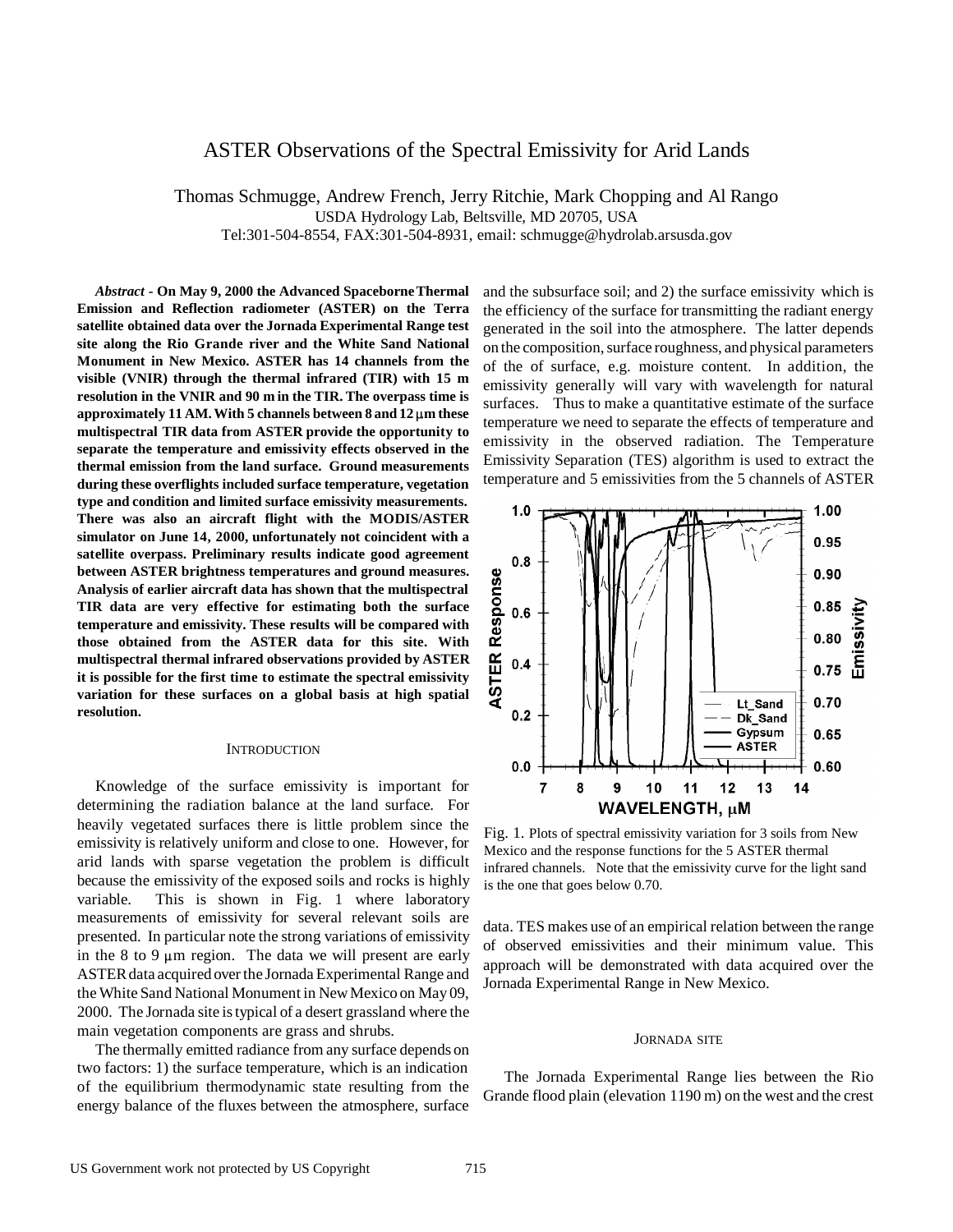# ASTER Observations of the Spectral Emissivity for Arid Lands

Thomas Schmugge, Andrew French, Jerry Ritchie, Mark Chopping and Al Rango

USDA Hydrology Lab, Beltsville, MD 20705, USA

Tel:301-504-8554, FAX:301-504-8931, email: schmugge@hydrolab.arsusda.gov

***Abstract*** **- On May 9, 2000 the Advanced Spaceborne Thermal Emission and Reflection radiometer (ASTER) on the Terra satellite obtained data over the Jornada Experimental Range test site along the Rio Grande river and the White Sand National Monument in New Mexico. ASTER has 14 channels from the visible (VNIR) through the thermal infrared (TIR) with 15 m resolution in the VNIR and 90 m in the TIR. The overpass time is approximately 11 AM. With 5 channels between 8 and 12 μm these multispectral TIR data from ASTER provide the opportunity to separate the temperature and emissivity effects observed in the thermal emission from the land surface. Ground measurements during these overflights included surface temperature, vegetation type and condition and limited surface emissivity measurements. There was also an aircraft flight with the MODIS/ASTER simulator on June 14, 2000, unfortunately not coincident with a satellite overpass. Preliminary results indicate good agreement between ASTER brightness temperatures and ground measures. Analysis of earlier aircraft data has shown that the multispectral TIR data are very effective for estimating both the surface temperature and emissivity. These results will be compared with those obtained from the ASTER data for this site. With multispectral thermal infrared observations provided by ASTER it is possible for the first time to estimate the spectral emissivity variation for these surfaces on a global basis at high spatial resolution.**

## INTRODUCTION

Knowledge of the surface emissivity is important for determining the radiation balance at the land surface. For heavily vegetated surfaces there is little problem since the emissivity is relatively uniform and close to one. However, for arid lands with sparse vegetation the problem is difficult because the emissivity of the exposed soils and rocks is highly variable. This is shown in Fig. 1 where laboratory measurements of emissivity for several relevant soils are presented. In particular note the strong variations of emissivity in the 8 to 9 μm region. The data we will present are early ASTER data acquired over the Jornada Experimental Range and the White Sand National Monument in New Mexico on May 09, 2000. The Jornada site is typical of a desert grassland where the main vegetation components are grass and shrubs.

The thermally emitted radiance from any surface depends on two factors: 1) the surface temperature, which is an indication of the equilibrium thermodynamic state resulting from the energy balance of the fluxes between the atmosphere, surface and the subsurface soil; and 2) the surface emissivity which is the efficiency of the surface for transmitting the radiant energy generated in the soil into the atmosphere. The latter depends on the composition, surface roughness, and physical parameters of the of surface, e.g. moisture content. In addition, the emissivity generally will vary with wavelength for natural surfaces. Thus to make a quantitative estimate of the surface temperature we need to separate the effects of temperature and emissivity in the observed radiation. The Temperature Emissivity Separation (TES) algorithm is used to extract the temperature and 5 emissivities from the 5 channels of ASTER data. TES makes use of an empirical relation between the range of observed emissivities and their minimum value. This approach will be demonstrated with data acquired over the Jornada Experimental Range in New Mexico.

Fig. 1. Plots of spectral emissivity variation for 3 soils from New Mexico and the response functions for the 5 ASTER thermal infrared channels. Note that the emissivity curve for the light sand is the one that goes below 0.70.

## JORNADA SITE

The Jornada Experimental Range lies between the Rio Grande flood plain (elevation 1190 m) on the west and the crest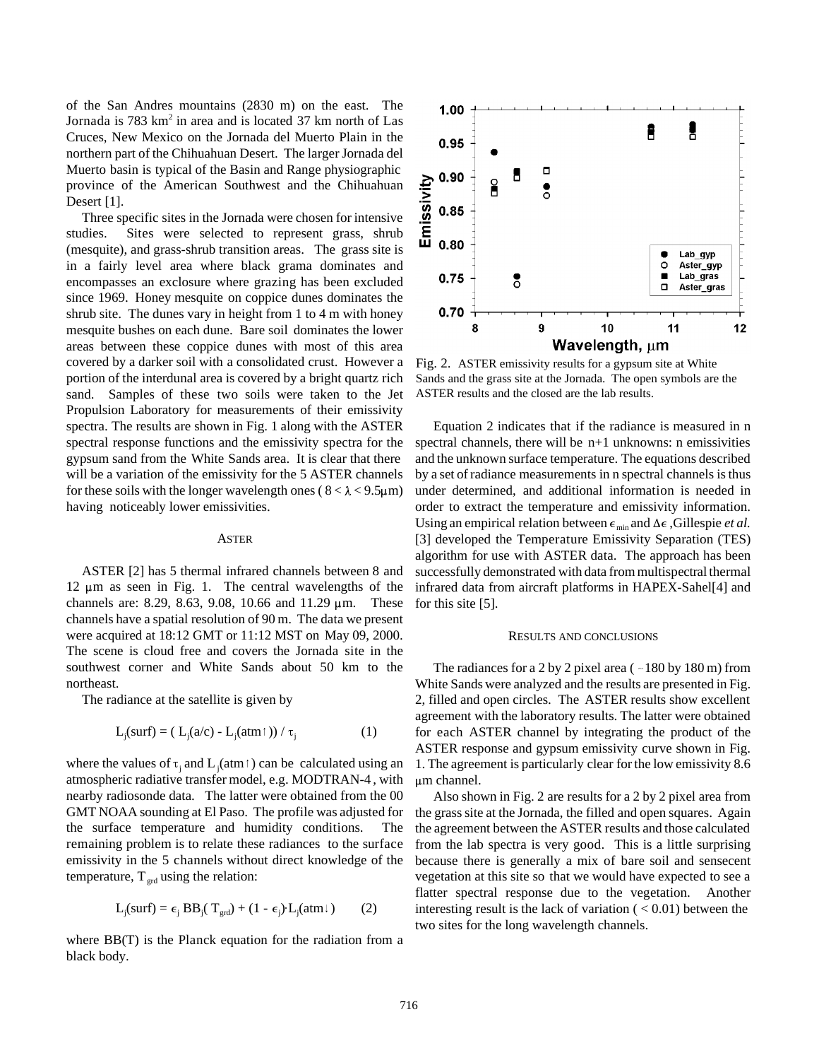of the San Andres mountains (2830 m) on the east. The Jornada is 783 km$^2$ in area and is located 37 km north of Las Cruces, New Mexico on the Jornada del Muerto Plain in the northern part of the Chihuahuan Desert. The larger Jornada del Muerto basin is typical of the Basin and Range physiographic province of the American Southwest and the Chihuahuan Desert [1].

Three specific sites in the Jornada were chosen for intensive studies. Sites were selected to represent grass, shrub (mesquite), and grass-shrub transition areas. The grass site is in a fairly level area where black grama dominates and encompasses an exclosure where grazing has been excluded since 1969. Honey mesquite on coppice dunes dominates the shrub site. The dunes vary in height from 1 to 4 m with honey mesquite bushes on each dune. Bare soil dominates the lower areas between these coppice dunes with most of this area covered by a darker soil with a consolidated crust. However a portion of the interdunal area is covered by a bright quartz rich sand. Samples of these two soils were taken to the Jet Propulsion Laboratory for measurements of their emissivity spectra. The results are shown in Fig. 1 along with the ASTER spectral response functions and the emissivity spectra for the gypsum sand from the White Sands area. It is clear that there will be a variation of the emissivity for the 5 ASTER channels for these soils with the longer wavelength ones ( $8 < \lambda < 9.5\mu$m) having noticeably lower emissivities.

## ASTER

ASTER [2] has 5 thermal infrared channels between 8 and 12 μm as seen in Fig. 1. The central wavelengths of the channels are: 8.29, 8.63, 9.08, 10.66 and 11.29 μm. These channels have a spatial resolution of 90 m. The data we present were acquired at 18:12 GMT or 11:12 MST on May 09, 2000. The scene is cloud free and covers the Jornada site in the southwest corner and White Sands about 50 km to the northeast.

The radiance at the satellite is given by

$$L_j(\text{surf}) = ( L_j(\text{a/c}) - L_j(\text{atm}\uparrow)) / \tau_j \qquad (1)$$

where the values of $\tau_j$ and $L_j(\text{atm}\uparrow)$ can be calculated using an atmospheric radiative transfer model, e.g. MODTRAN-4 , with nearby radiosonde data. The latter were obtained from the 00 GMT NOAA sounding at El Paso. The profile was adjusted for the surface temperature and humidity conditions. The remaining problem is to relate these radiances to the surface emissivity in the 5 channels without direct knowledge of the temperature, $T_{grd}$ using the relation:

$$L_j(\text{surf}) = \epsilon_j BB_j( T_{grd}) + (1 - \epsilon_j)\cdot L_j(\text{atm}\downarrow) \qquad (2)$$

where BB(T) is the Planck equation for the radiation from a black body.

Fig. 2. ASTER emissivity results for a gypsum site at White Sands and the grass site at the Jornada. The open symbols are the ASTER results and the closed are the lab results.

Equation 2 indicates that if the radiance is measured in n spectral channels, there will be n+1 unknowns: n emissivities and the unknown surface temperature. The equations described by a set of radiance measurements in n spectral channels is thus under determined, and additional information is needed in order to extract the temperature and emissivity information. Using an empirical relation between $\epsilon_{min}$ and $\Delta\epsilon$ ,Gillespie *et al.* [3] developed the Temperature Emissivity Separation (TES) algorithm for use with ASTER data. The approach has been successfully demonstrated with data from multispectral thermal infrared data from aircraft platforms in HAPEX-Sahel[4] and for this site [5].

## RESULTS AND CONCLUSIONS

The radiances for a 2 by 2 pixel area ( ~180 by 180 m) from White Sands were analyzed and the results are presented in Fig. 2, filled and open circles. The ASTER results show excellent agreement with the laboratory results. The latter were obtained for each ASTER channel by integrating the product of the ASTER response and gypsum emissivity curve shown in Fig. 1. The agreement is particularly clear for the low emissivity 8.6 μm channel.

Also shown in Fig. 2 are results for a 2 by 2 pixel area from the grass site at the Jornada, the filled and open squares. Again the agreement between the ASTER results and those calculated from the lab spectra is very good. This is a little surprising because there is generally a mix of bare soil and sensecent vegetation at this site so that we would have expected to see a flatter spectral response due to the vegetation. Another interesting result is the lack of variation ( < 0.01) between the two sites for the long wavelength channels.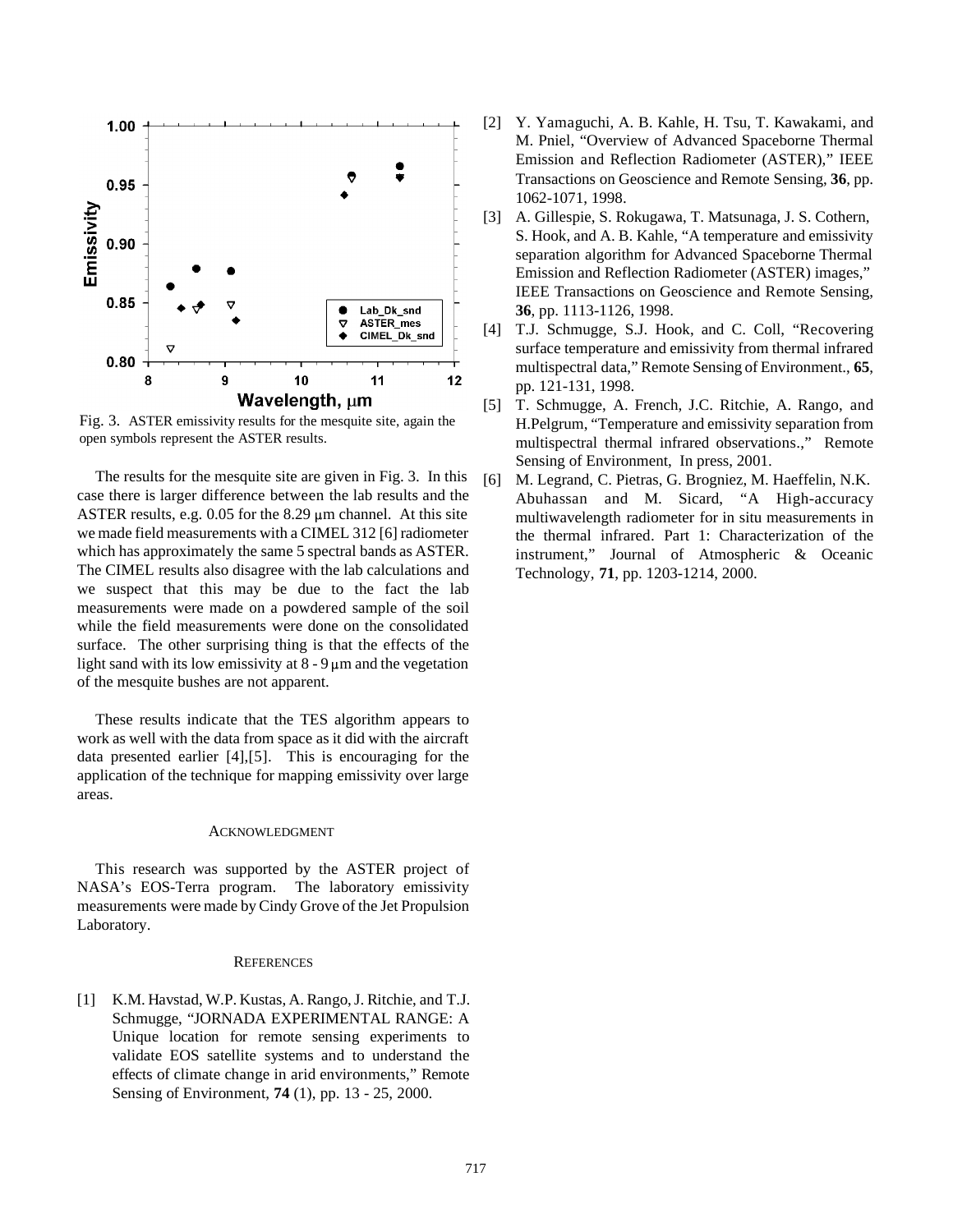1.00

0.95

0.90

0.85

0.80

Emissivity

8 9 10 11 12

Wavelength, μm

Lab_Dk_snd
ASTER_mes
CIMEL_Dk_snd

Fig. 3. ASTER emissivity results for the mesquite site, again the open symbols represent the ASTER results.

The results for the mesquite site are given in Fig. 3. In this case there is larger difference between the lab results and the ASTER results, e.g. 0.05 for the 8.29 μm channel. At this site we made field measurements with a CIMEL 312 [6] radiometer which has approximately the same 5 spectral bands as ASTER. The CIMEL results also disagree with the lab calculations and we suspect that this may be due to the fact the lab measurements were made on a powdered sample of the soil while the field measurements were done on the consolidated surface. The other surprising thing is that the effects of the light sand with its low emissivity at 8 - 9 μm and the vegetation of the mesquite bushes are not apparent.

These results indicate that the TES algorithm appears to work as well with the data from space as it did with the aircraft data presented earlier [4],[5]. This is encouraging for the application of the technique for mapping emissivity over large areas.

## Acknowledgment

This research was supported by the ASTER project of NASA's EOS-Terra program. The laboratory emissivity measurements were made by Cindy Grove of the Jet Propulsion Laboratory.

## References

[1] K.M. Havstad, W.P. Kustas, A. Rango, J. Ritchie, and T.J. Schmugge, "JORNADA EXPERIMENTAL RANGE: A Unique location for remote sensing experiments to validate EOS satellite systems and to understand the effects of climate change in arid environments," Remote Sensing of Environment, **74** (1), pp. 13 - 25, 2000.

[2] Y. Yamaguchi, A. B. Kahle, H. Tsu, T. Kawakami, and M. Pniel, "Overview of Advanced Spaceborne Thermal Emission and Reflection Radiometer (ASTER)," IEEE Transactions on Geoscience and Remote Sensing, **36**, pp. 1062-1071, 1998.

[3] A. Gillespie, S. Rokugawa, T. Matsunaga, J. S. Cothern, S. Hook, and A. B. Kahle, "A temperature and emissivity separation algorithm for Advanced Spaceborne Thermal Emission and Reflection Radiometer (ASTER) images," IEEE Transactions on Geoscience and Remote Sensing, **36**, pp. 1113-1126, 1998.

[4] T.J. Schmugge, S.J. Hook, and C. Coll, "Recovering surface temperature and emissivity from thermal infrared multispectral data," Remote Sensing of Environment., **65**, pp. 121-131, 1998.

[5] T. Schmugge, A. French, J.C. Ritchie, A. Rango, and H.Pelgrum, "Temperature and emissivity separation from multispectral thermal infrared observations.," Remote Sensing of Environment, In press, 2001.

[6] M. Legrand, C. Pietras, G. Brogniez, M. Haeffelin, N.K. Abuhassan and M. Sicard, "A High-accuracy multiwavelength radiometer for in situ measurements in the thermal infrared. Part 1: Characterization of the instrument," Journal of Atmospheric & Oceanic Technology, **71**, pp. 1203-1214, 2000.